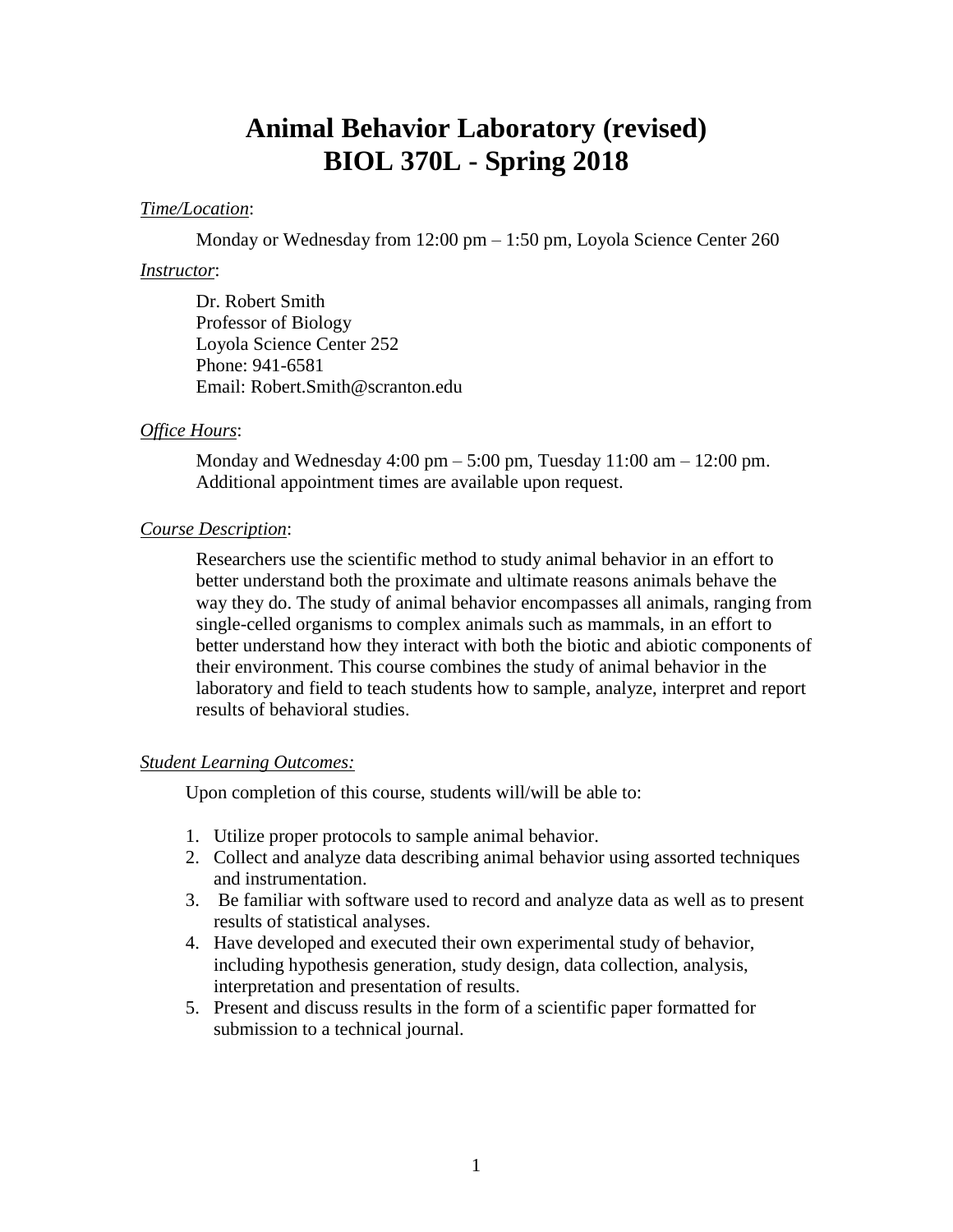# Animal Behavior Laboratory (revised)
# BIOL 370L - Spring 2018

*Time/Location*:

Monday or Wednesday from 12:00 pm – 1:50 pm, Loyola Science Center 260

*Instructor*:

Dr. Robert Smith
Professor of Biology
Loyola Science Center 252
Phone: 941-6581
Email: Robert.Smith@scranton.edu

*Office Hours*:

Monday and Wednesday 4:00 pm – 5:00 pm, Tuesday 11:00 am – 12:00 pm. Additional appointment times are available upon request.

*Course Description*:

Researchers use the scientific method to study animal behavior in an effort to better understand both the proximate and ultimate reasons animals behave the way they do. The study of animal behavior encompasses all animals, ranging from single-celled organisms to complex animals such as mammals, in an effort to better understand how they interact with both the biotic and abiotic components of their environment. This course combines the study of animal behavior in the laboratory and field to teach students how to sample, analyze, interpret and report results of behavioral studies.

*Student Learning Outcomes:*

Upon completion of this course, students will/will be able to:

1. Utilize proper protocols to sample animal behavior.
2. Collect and analyze data describing animal behavior using assorted techniques and instrumentation.
3. Be familiar with software used to record and analyze data as well as to present results of statistical analyses.
4. Have developed and executed their own experimental study of behavior, including hypothesis generation, study design, data collection, analysis, interpretation and presentation of results.
5. Present and discuss results in the form of a scientific paper formatted for submission to a technical journal.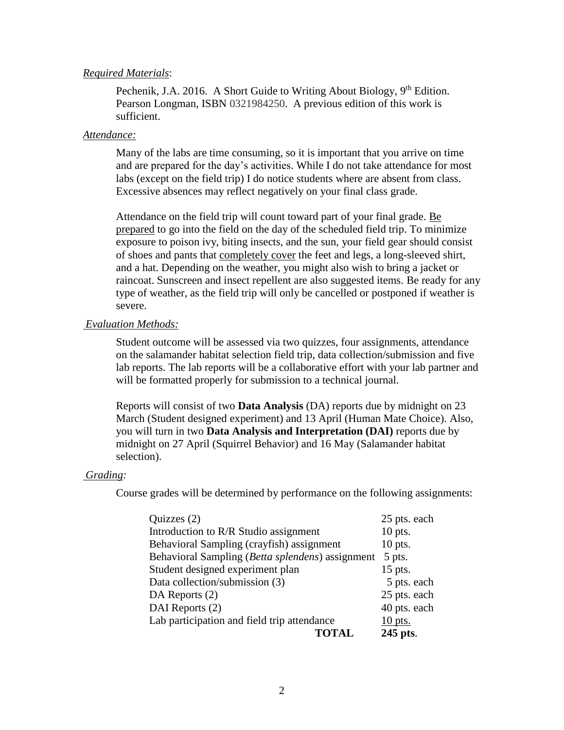*Required Materials*:

Pechenik, J.A. 2016. A Short Guide to Writing About Biology, 9th Edition. Pearson Longman, ISBN 0321984250. A previous edition of this work is sufficient.

*Attendance:*

Many of the labs are time consuming, so it is important that you arrive on time and are prepared for the day's activities. While I do not take attendance for most labs (except on the field trip) I do notice students where are absent from class. Excessive absences may reflect negatively on your final class grade.

Attendance on the field trip will count toward part of your final grade. Be prepared to go into the field on the day of the scheduled field trip. To minimize exposure to poison ivy, biting insects, and the sun, your field gear should consist of shoes and pants that completely cover the feet and legs, a long-sleeved shirt, and a hat. Depending on the weather, you might also wish to bring a jacket or raincoat. Sunscreen and insect repellent are also suggested items. Be ready for any type of weather, as the field trip will only be cancelled or postponed if weather is severe.

*Evaluation Methods:*

Student outcome will be assessed via two quizzes, four assignments, attendance on the salamander habitat selection field trip, data collection/submission and five lab reports. The lab reports will be a collaborative effort with your lab partner and will be formatted properly for submission to a technical journal.

Reports will consist of two **Data Analysis** (DA) reports due by midnight on 23 March (Student designed experiment) and 13 April (Human Mate Choice). Also, you will turn in two **Data Analysis and Interpretation (DAI)** reports due by midnight on 27 April (Squirrel Behavior) and 16 May (Salamander habitat selection).

*Grading:*

Course grades will be determined by performance on the following assignments:

| Assignment | Points |
|---|---|
| Quizzes (2) | 25 pts. each |
| Introduction to R/R Studio assignment | 10 pts. |
| Behavioral Sampling (crayfish) assignment | 10 pts. |
| Behavioral Sampling (*Betta splendens*) assignment | 5 pts. |
| Student designed experiment plan | 15 pts. |
| Data collection/submission (3) | 5 pts. each |
| DA Reports (2) | 25 pts. each |
| DAI Reports (2) | 40 pts. each |
| Lab participation and field trip attendance | 10 pts. |
| **TOTAL** | **245 pts**. |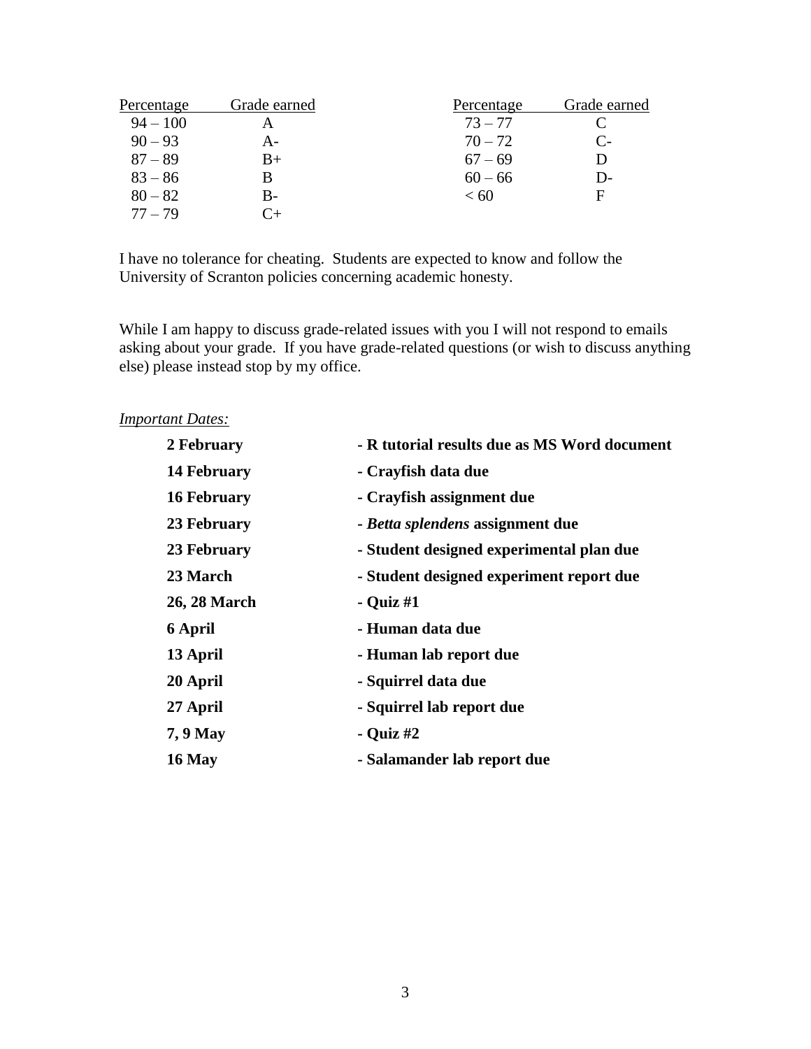| Percentage | Grade earned | Percentage | Grade earned |
|---|---|---|---|
| 94 – 100 | A | 73 – 77 | C |
| 90 – 93 | A- | 70 – 72 | C- |
| 87 – 89 | B+ | 67 – 69 | D |
| 83 – 86 | B | 60 – 66 | D- |
| 80 – 82 | B- | < 60 | F |
| 77 – 79 | C+ | | |

I have no tolerance for cheating. Students are expected to know and follow the University of Scranton policies concerning academic honesty.

While I am happy to discuss grade-related issues with you I will not respond to emails asking about your grade. If you have grade-related questions (or wish to discuss anything else) please instead stop by my office.

*Important Dates:*

| | |
|---|---|
| **2 February** | **- R tutorial results due as MS Word document** |
| **14 February** | **- Crayfish data due** |
| **16 February** | **- Crayfish assignment due** |
| **23 February** | **- *Betta splendens* assignment due** |
| **23 February** | **- Student designed experimental plan due** |
| **23 March** | **- Student designed experiment report due** |
| **26, 28 March** | **- Quiz #1** |
| **6 April** | **- Human data due** |
| **13 April** | **- Human lab report due** |
| **20 April** | **- Squirrel data due** |
| **27 April** | **- Squirrel lab report due** |
| **7, 9 May** | **- Quiz #2** |
| **16 May** | **- Salamander lab report due** |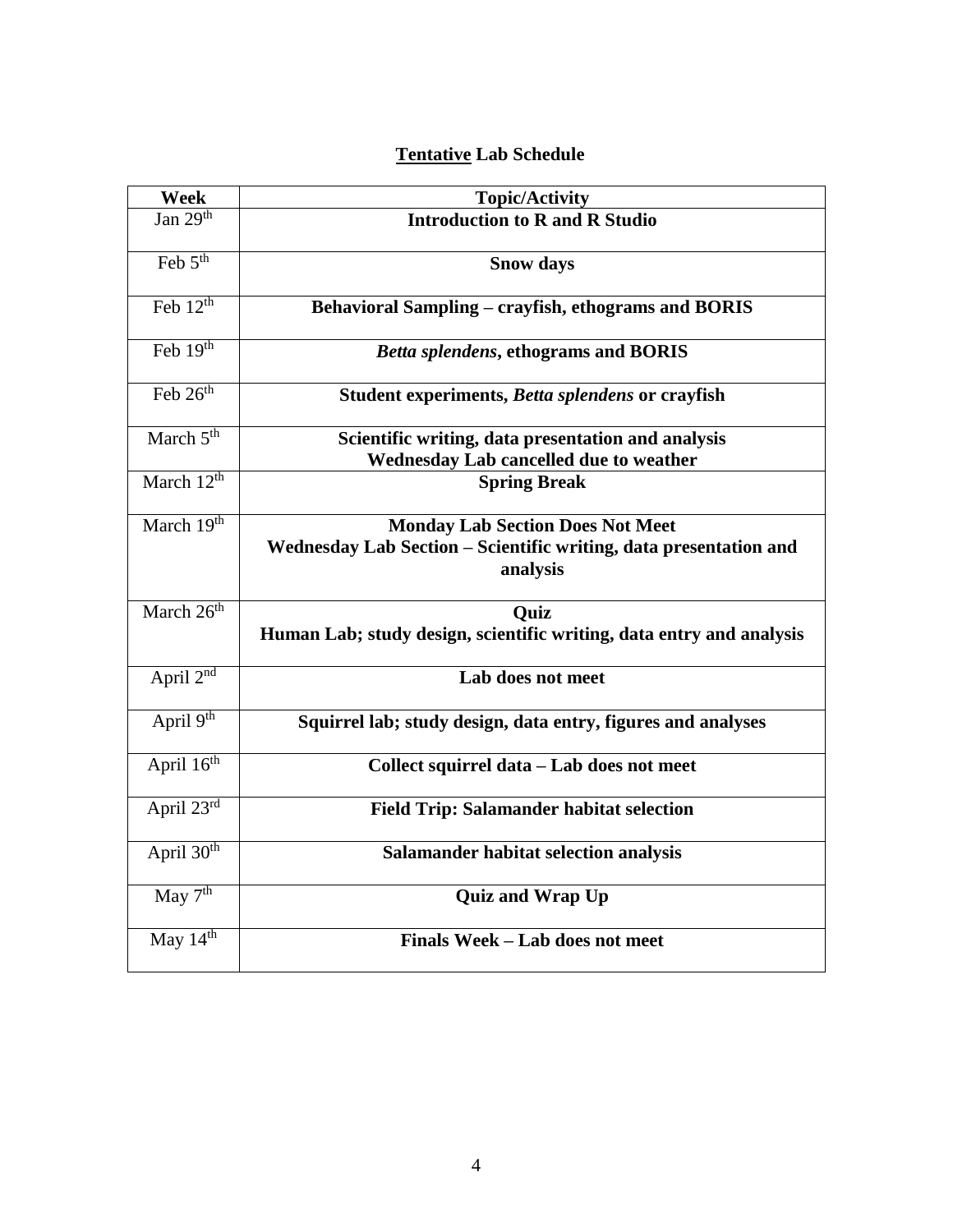## <u>Tentative</u> Lab Schedule

| Week | Topic/Activity |
|---|---|
| Jan 29th | **Introduction to R and R Studio** |
| Feb 5th | **Snow days** |
| Feb 12th | **Behavioral Sampling – crayfish, ethograms and BORIS** |
| Feb 19th | ***Betta splendens*, ethograms and BORIS** |
| Feb 26th | **Student experiments, *Betta splendens* or crayfish** |
| March 5th | **Scientific writing, data presentation and analysis**<br>**Wednesday Lab cancelled due to weather** |
| March 12th | **Spring Break** |
| March 19th | **Monday Lab Section Does Not Meet**<br>**Wednesday Lab Section – Scientific writing, data presentation and analysis** |
| March 26th | **Quiz**<br>**Human Lab; study design, scientific writing, data entry and analysis** |
| April 2nd | **Lab does not meet** |
| April 9th | **Squirrel lab; study design, data entry, figures and analyses** |
| April 16th | **Collect squirrel data – Lab does not meet** |
| April 23rd | **Field Trip: Salamander habitat selection** |
| April 30th | **Salamander habitat selection analysis** |
| May 7th | **Quiz and Wrap Up** |
| May 14th | **Finals Week – Lab does not meet** |